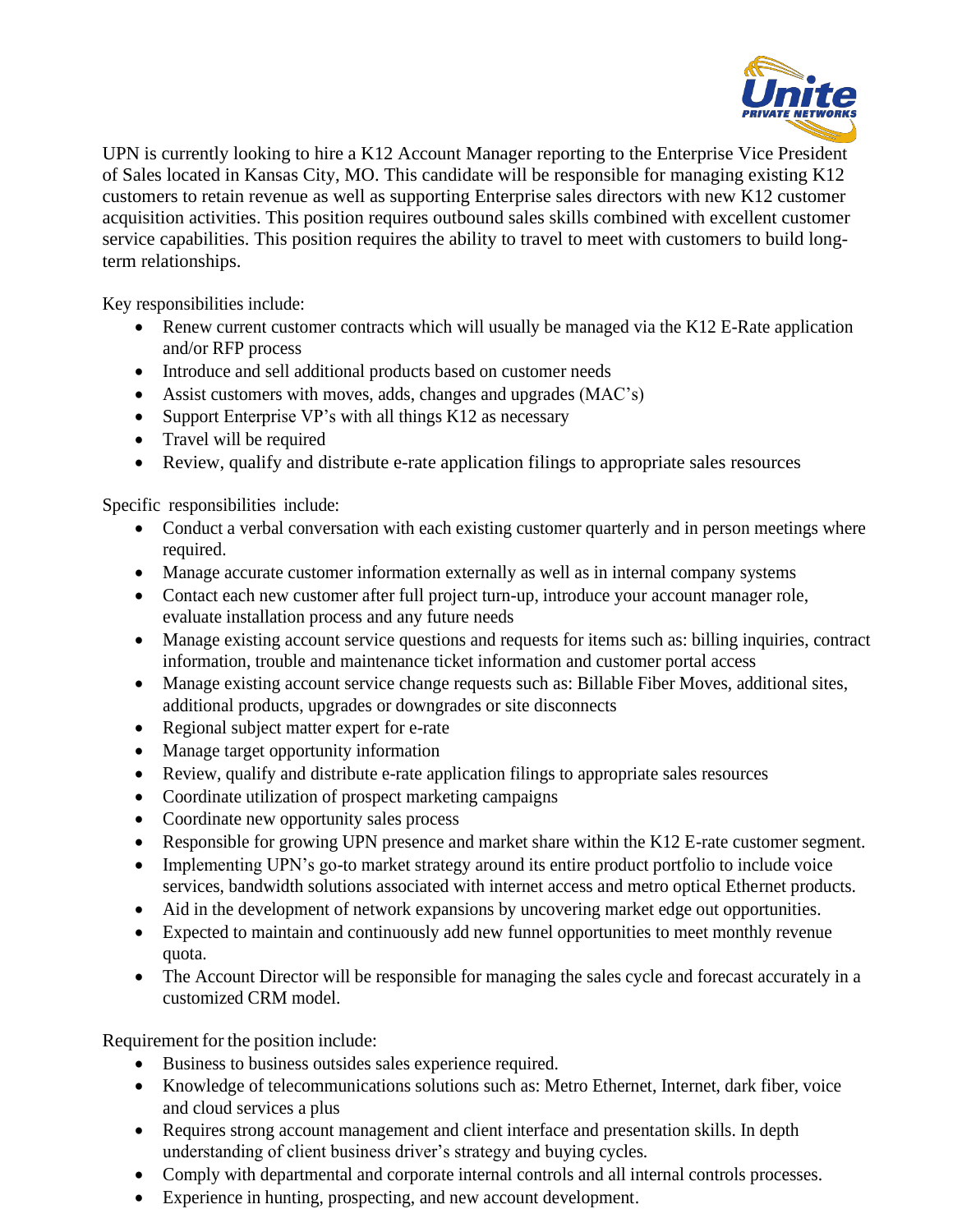UPN is currently looking to hire a K12 Account Manager reporting to the Enterprise Vice President of Sales located in Kansas City, MO. This candidate will be responsible for managing existing K12 customers to retain revenue as well as supporting Enterprise sales directors with new K12 customer acquisition activities. This position requires outbound sales skills combined with excellent customer service capabilities. This position requires the ability to travel to meet with customers to build long-term relationships.

Key responsibilities include:

- Renew current customer contracts which will usually be managed via the K12 E-Rate application and/or RFP process
- Introduce and sell additional products based on customer needs
- Assist customers with moves, adds, changes and upgrades (MAC's)
- Support Enterprise VP's with all things K12 as necessary
- Travel will be required
- Review, qualify and distribute e-rate application filings to appropriate sales resources

Specific responsibilities include:

- Conduct a verbal conversation with each existing customer quarterly and in person meetings where required.
- Manage accurate customer information externally as well as in internal company systems
- Contact each new customer after full project turn-up, introduce your account manager role, evaluate installation process and any future needs
- Manage existing account service questions and requests for items such as: billing inquiries, contract information, trouble and maintenance ticket information and customer portal access
- Manage existing account service change requests such as: Billable Fiber Moves, additional sites, additional products, upgrades or downgrades or site disconnects
- Regional subject matter expert for e-rate
- Manage target opportunity information
- Review, qualify and distribute e-rate application filings to appropriate sales resources
- Coordinate utilization of prospect marketing campaigns
- Coordinate new opportunity sales process
- Responsible for growing UPN presence and market share within the K12 E-rate customer segment.
- Implementing UPN's go-to market strategy around its entire product portfolio to include voice services, bandwidth solutions associated with internet access and metro optical Ethernet products.
- Aid in the development of network expansions by uncovering market edge out opportunities.
- Expected to maintain and continuously add new funnel opportunities to meet monthly revenue quota.
- The Account Director will be responsible for managing the sales cycle and forecast accurately in a customized CRM model.

Requirement for the position include:

- Business to business outsides sales experience required.
- Knowledge of telecommunications solutions such as: Metro Ethernet, Internet, dark fiber, voice and cloud services a plus
- Requires strong account management and client interface and presentation skills. In depth understanding of client business driver's strategy and buying cycles.
- Comply with departmental and corporate internal controls and all internal controls processes.
- Experience in hunting, prospecting, and new account development.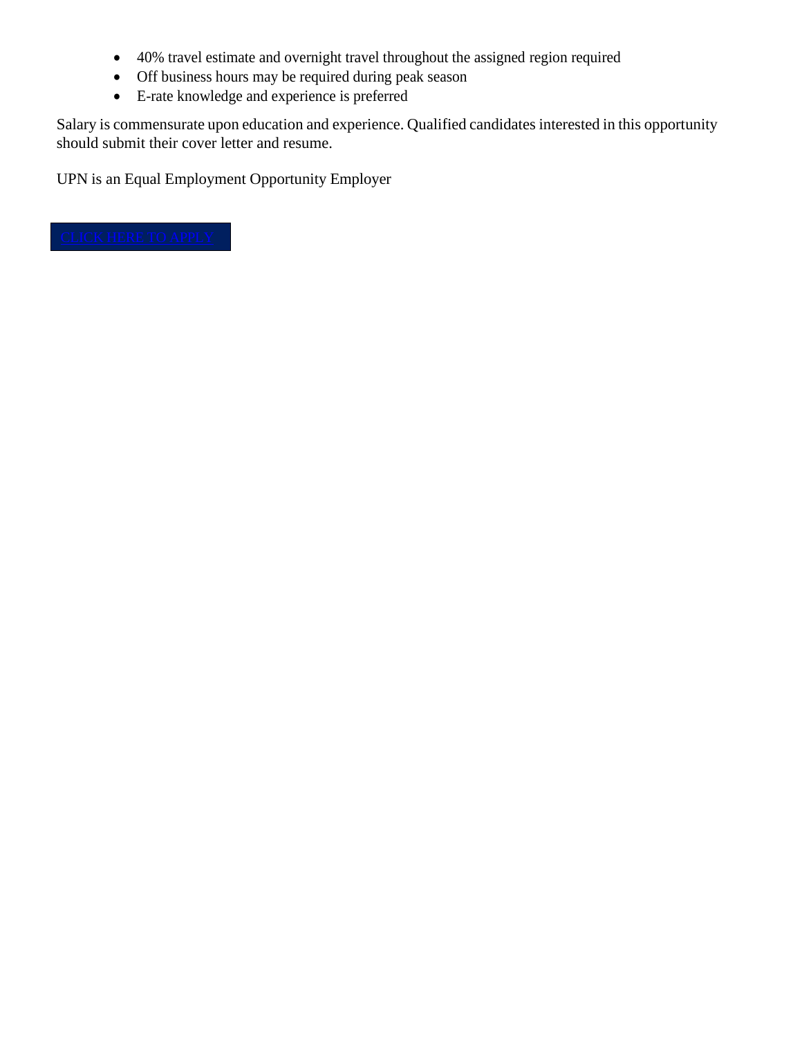- 40% travel estimate and overnight travel throughout the assigned region required
- Off business hours may be required during peak season
- E-rate knowledge and experience is preferred

Salary is commensurate upon education and experience. Qualified candidates interested in this opportunity should submit their cover letter and resume.

UPN is an Equal Employment Opportunity Employer

CLICK HERE TO APPLY